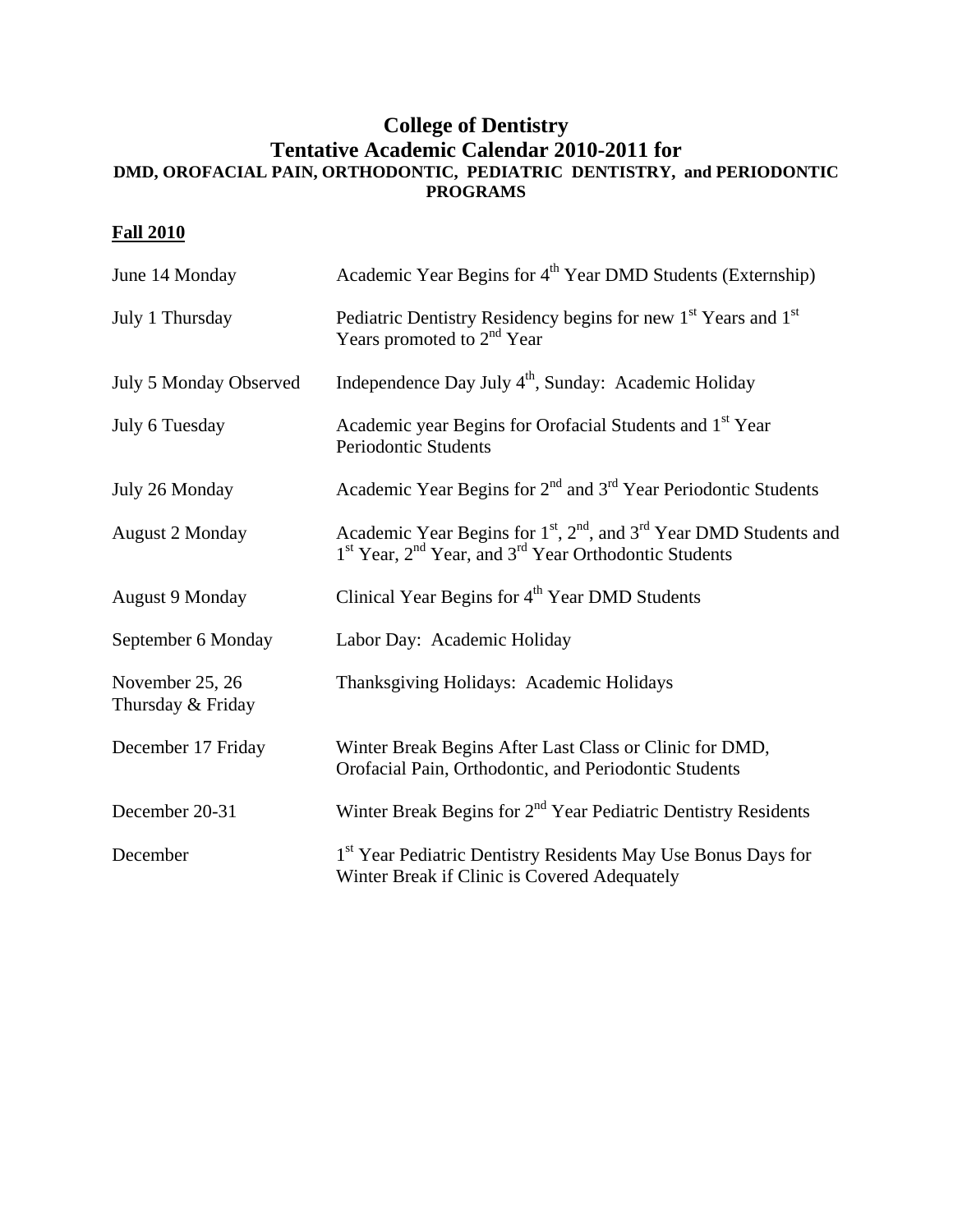# College of Dentistry
# Tentative Academic Calendar 2010-2011 for
### DMD, OROFACIAL PAIN, ORTHODONTIC, PEDIATRIC DENTISTRY, and PERIODONTIC PROGRAMS

**Fall 2010**

| | |
|---|---|
| June 14 Monday | Academic Year Begins for 4th Year DMD Students (Externship) |
| July 1 Thursday | Pediatric Dentistry Residency begins for new 1st Years and 1st Years promoted to 2nd Year |
| July 5 Monday Observed | Independence Day July 4th, Sunday: Academic Holiday |
| July 6 Tuesday | Academic year Begins for Orofacial Students and 1st Year Periodontic Students |
| July 26 Monday | Academic Year Begins for 2nd and 3rd Year Periodontic Students |
| August 2 Monday | Academic Year Begins for 1st, 2nd, and 3rd Year DMD Students and 1st Year, 2nd Year, and 3rd Year Orthodontic Students |
| August 9 Monday | Clinical Year Begins for 4th Year DMD Students |
| September 6 Monday | Labor Day: Academic Holiday |
| November 25, 26 Thursday & Friday | Thanksgiving Holidays: Academic Holidays |
| December 17 Friday | Winter Break Begins After Last Class or Clinic for DMD, Orofacial Pain, Orthodontic, and Periodontic Students |
| December 20-31 | Winter Break Begins for 2nd Year Pediatric Dentistry Residents |
| December | 1st Year Pediatric Dentistry Residents May Use Bonus Days for Winter Break if Clinic is Covered Adequately |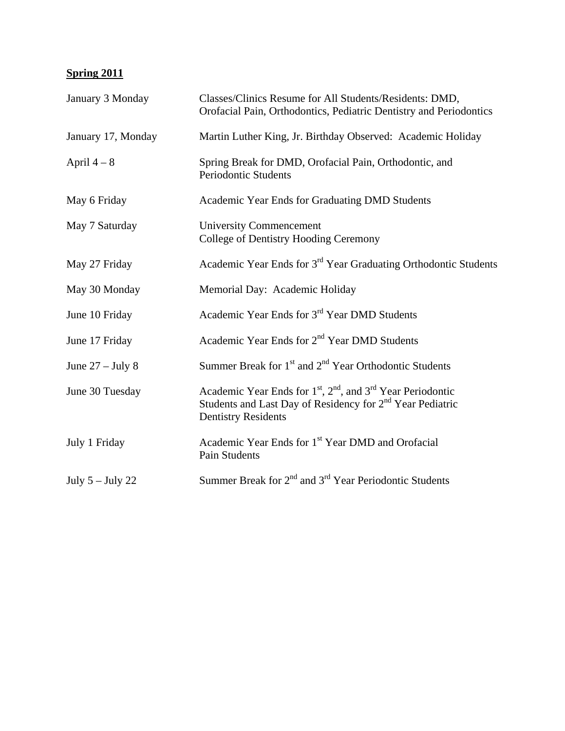**Spring 2011**

| | |
|---|---|
| January 3 Monday | Classes/Clinics Resume for All Students/Residents: DMD, Orofacial Pain, Orthodontics, Pediatric Dentistry and Periodontics |
| January 17, Monday | Martin Luther King, Jr. Birthday Observed: Academic Holiday |
| April 4 – 8 | Spring Break for DMD, Orofacial Pain, Orthodontic, and Periodontic Students |
| May 6 Friday | Academic Year Ends for Graduating DMD Students |
| May 7 Saturday | University Commencement<br>College of Dentistry Hooding Ceremony |
| May 27 Friday | Academic Year Ends for 3rd Year Graduating Orthodontic Students |
| May 30 Monday | Memorial Day: Academic Holiday |
| June 10 Friday | Academic Year Ends for 3rd Year DMD Students |
| June 17 Friday | Academic Year Ends for 2nd Year DMD Students |
| June 27 – July 8 | Summer Break for 1st and 2nd Year Orthodontic Students |
| June 30 Tuesday | Academic Year Ends for 1st, 2nd, and 3rd Year Periodontic Students and Last Day of Residency for 2nd Year Pediatric Dentistry Residents |
| July 1 Friday | Academic Year Ends for 1st Year DMD and Orofacial Pain Students |
| July 5 – July 22 | Summer Break for 2nd and 3rd Year Periodontic Students |